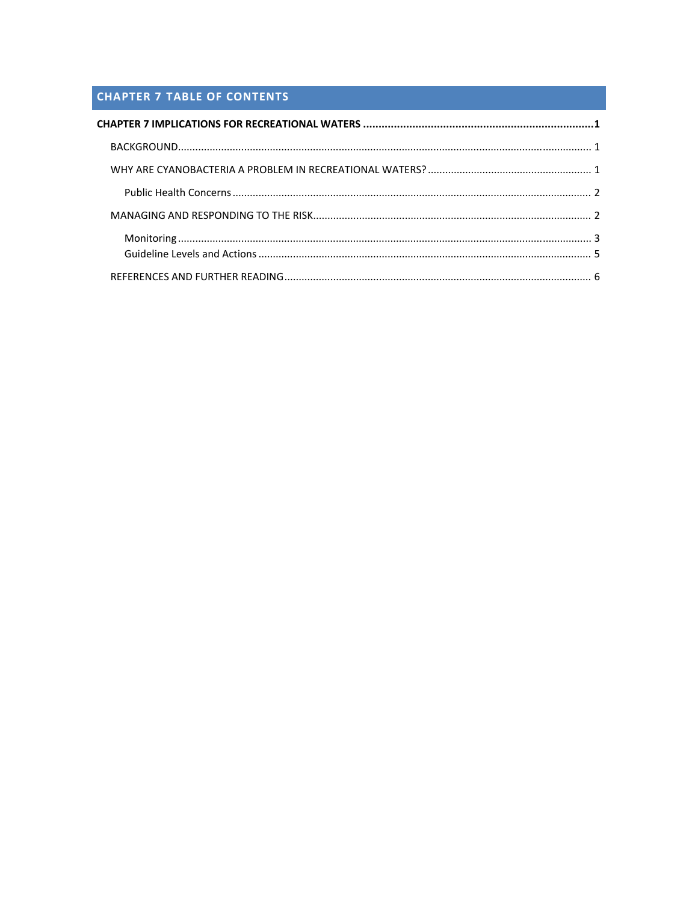## CHAPTER 7 TABLE OF CONTENTS

**CHAPTER 7 IMPLICATIONS FOR RECREATIONAL WATERS ........................................................................ 1**

- BACKGROUND ........................................................................................................................ 1
- WHY ARE CYANOBACTERIA A PROBLEM IN RECREATIONAL WATERS? ............................................. 1
  - Public Health Concerns ...................................................................................................... 2
- MANAGING AND RESPONDING TO THE RISK ................................................................................ 2
  - Monitoring ........................................................................................................................ 3
  - Guideline Levels and Actions ............................................................................................. 5
- REFERENCES AND FURTHER READING ........................................................................................ 6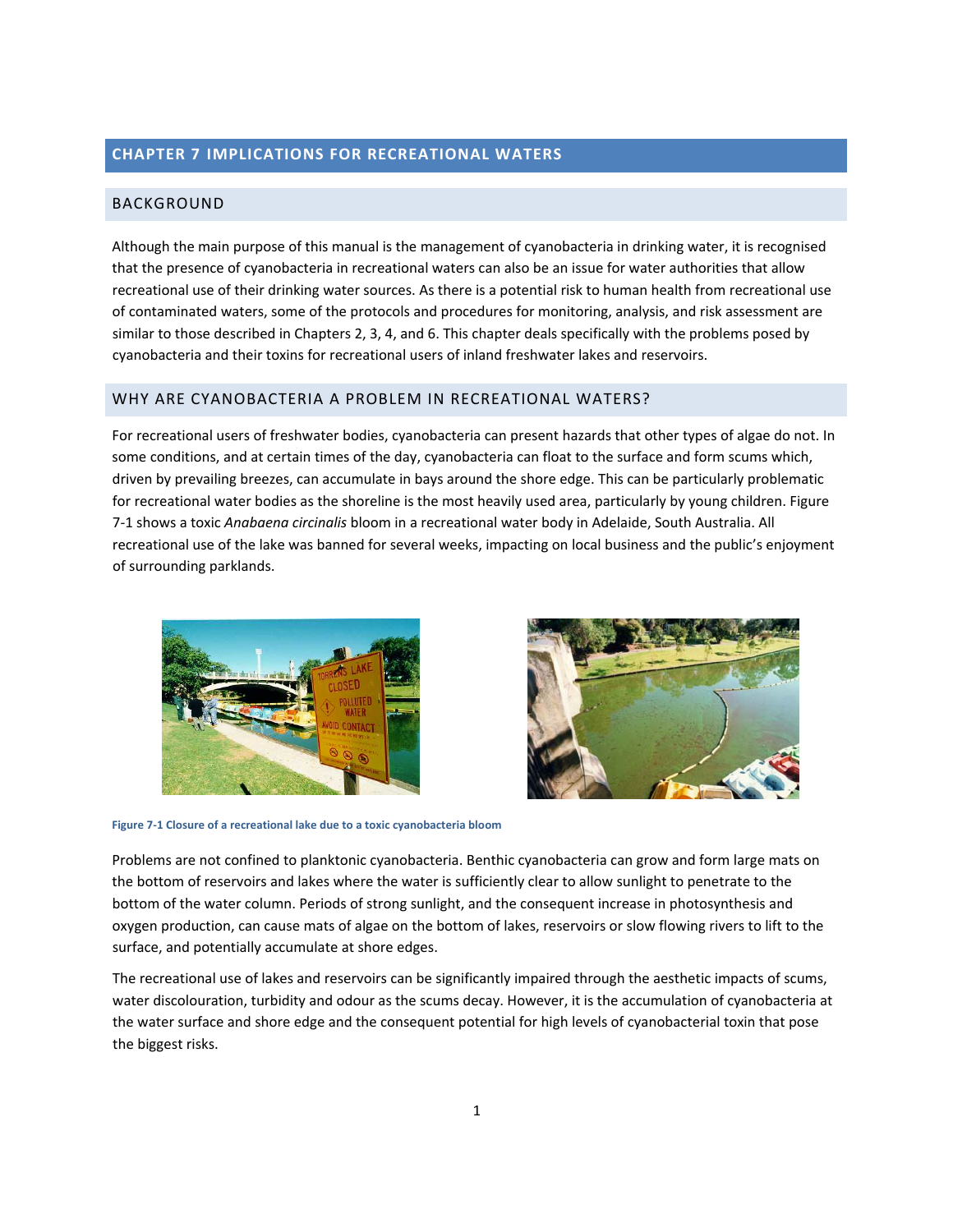# CHAPTER 7 IMPLICATIONS FOR RECREATIONAL WATERS

## BACKGROUND

Although the main purpose of this manual is the management of cyanobacteria in drinking water, it is recognised that the presence of cyanobacteria in recreational waters can also be an issue for water authorities that allow recreational use of their drinking water sources. As there is a potential risk to human health from recreational use of contaminated waters, some of the protocols and procedures for monitoring, analysis, and risk assessment are similar to those described in Chapters 2, 3, 4, and 6. This chapter deals specifically with the problems posed by cyanobacteria and their toxins for recreational users of inland freshwater lakes and reservoirs.

## WHY ARE CYANOBACTERIA A PROBLEM IN RECREATIONAL WATERS?

For recreational users of freshwater bodies, cyanobacteria can present hazards that other types of algae do not. In some conditions, and at certain times of the day, cyanobacteria can float to the surface and form scums which, driven by prevailing breezes, can accumulate in bays around the shore edge. This can be particularly problematic for recreational water bodies as the shoreline is the most heavily used area, particularly by young children. Figure 7-1 shows a toxic *Anabaena circinalis* bloom in a recreational water body in Adelaide, South Australia. All recreational use of the lake was banned for several weeks, impacting on local business and the public's enjoyment of surrounding parklands.

**Figure 7-1 Closure of a recreational lake due to a toxic cyanobacteria bloom**

Problems are not confined to planktonic cyanobacteria. Benthic cyanobacteria can grow and form large mats on the bottom of reservoirs and lakes where the water is sufficiently clear to allow sunlight to penetrate to the bottom of the water column. Periods of strong sunlight, and the consequent increase in photosynthesis and oxygen production, can cause mats of algae on the bottom of lakes, reservoirs or slow flowing rivers to lift to the surface, and potentially accumulate at shore edges.

The recreational use of lakes and reservoirs can be significantly impaired through the aesthetic impacts of scums, water discolouration, turbidity and odour as the scums decay. However, it is the accumulation of cyanobacteria at the water surface and shore edge and the consequent potential for high levels of cyanobacterial toxin that pose the biggest risks.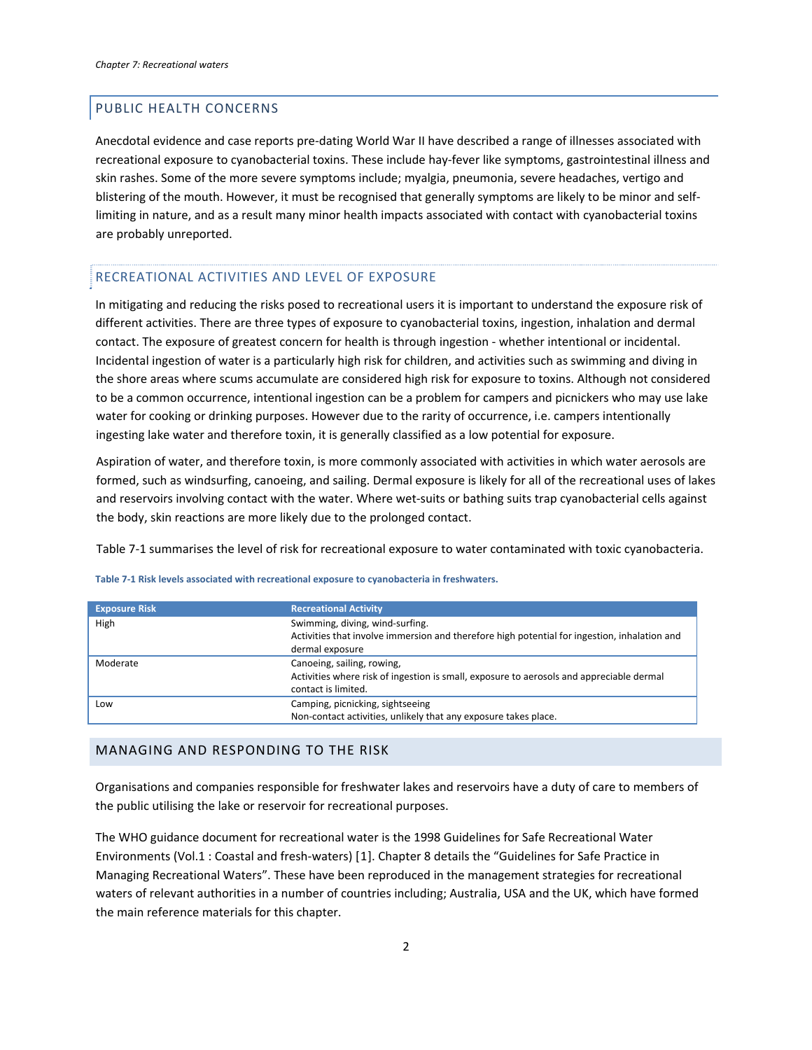## PUBLIC HEALTH CONCERNS

Anecdotal evidence and case reports pre-dating World War II have described a range of illnesses associated with recreational exposure to cyanobacterial toxins. These include hay-fever like symptoms, gastrointestinal illness and skin rashes. Some of the more severe symptoms include; myalgia, pneumonia, severe headaches, vertigo and blistering of the mouth. However, it must be recognised that generally symptoms are likely to be minor and self-limiting in nature, and as a result many minor health impacts associated with contact with cyanobacterial toxins are probably unreported.

## RECREATIONAL ACTIVITIES AND LEVEL OF EXPOSURE

In mitigating and reducing the risks posed to recreational users it is important to understand the exposure risk of different activities. There are three types of exposure to cyanobacterial toxins, ingestion, inhalation and dermal contact. The exposure of greatest concern for health is through ingestion - whether intentional or incidental. Incidental ingestion of water is a particularly high risk for children, and activities such as swimming and diving in the shore areas where scums accumulate are considered high risk for exposure to toxins. Although not considered to be a common occurrence, intentional ingestion can be a problem for campers and picnickers who may use lake water for cooking or drinking purposes. However due to the rarity of occurrence, i.e. campers intentionally ingesting lake water and therefore toxin, it is generally classified as a low potential for exposure.

Aspiration of water, and therefore toxin, is more commonly associated with activities in which water aerosols are formed, such as windsurfing, canoeing, and sailing. Dermal exposure is likely for all of the recreational uses of lakes and reservoirs involving contact with the water. Where wet-suits or bathing suits trap cyanobacterial cells against the body, skin reactions are more likely due to the prolonged contact.

Table 7-1 summarises the level of risk for recreational exposure to water contaminated with toxic cyanobacteria.

**Table 7-1 Risk levels associated with recreational exposure to cyanobacteria in freshwaters.**

| Exposure Risk | Recreational Activity |
|---|---|
| High | Swimming, diving, wind-surfing. Activities that involve immersion and therefore high potential for ingestion, inhalation and dermal exposure |
| Moderate | Canoeing, sailing, rowing, Activities where risk of ingestion is small, exposure to aerosols and appreciable dermal contact is limited. |
| Low | Camping, picnicking, sightseeing Non-contact activities, unlikely that any exposure takes place. |

## MANAGING AND RESPONDING TO THE RISK

Organisations and companies responsible for freshwater lakes and reservoirs have a duty of care to members of the public utilising the lake or reservoir for recreational purposes.

The WHO guidance document for recreational water is the 1998 Guidelines for Safe Recreational Water Environments (Vol.1 : Coastal and fresh-waters) [1]. Chapter 8 details the "Guidelines for Safe Practice in Managing Recreational Waters". These have been reproduced in the management strategies for recreational waters of relevant authorities in a number of countries including; Australia, USA and the UK, which have formed the main reference materials for this chapter.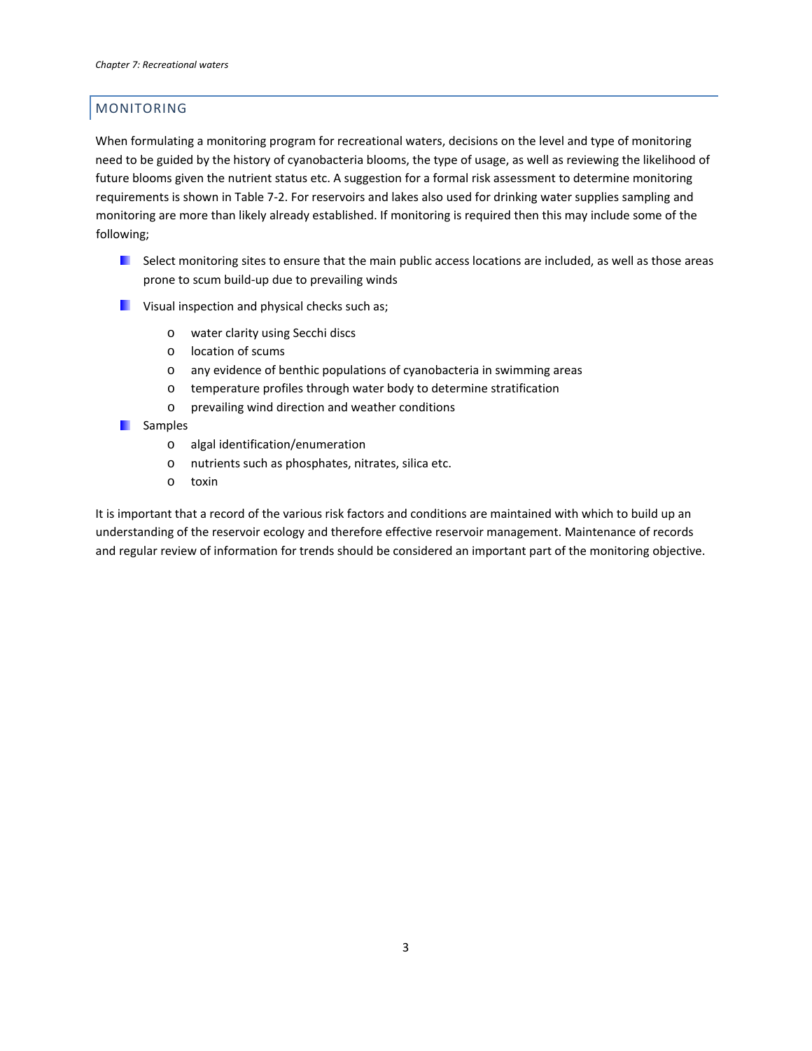## MONITORING

When formulating a monitoring program for recreational waters, decisions on the level and type of monitoring need to be guided by the history of cyanobacteria blooms, the type of usage, as well as reviewing the likelihood of future blooms given the nutrient status etc. A suggestion for a formal risk assessment to determine monitoring requirements is shown in Table 7-2. For reservoirs and lakes also used for drinking water supplies sampling and monitoring are more than likely already established. If monitoring is required then this may include some of the following;

- Select monitoring sites to ensure that the main public access locations are included, as well as those areas prone to scum build-up due to prevailing winds
- Visual inspection and physical checks such as;
  - water clarity using Secchi discs
  - location of scums
  - any evidence of benthic populations of cyanobacteria in swimming areas
  - temperature profiles through water body to determine stratification
  - prevailing wind direction and weather conditions
- Samples
  - algal identification/enumeration
  - nutrients such as phosphates, nitrates, silica etc.
  - toxin

It is important that a record of the various risk factors and conditions are maintained with which to build up an understanding of the reservoir ecology and therefore effective reservoir management. Maintenance of records and regular review of information for trends should be considered an important part of the monitoring objective.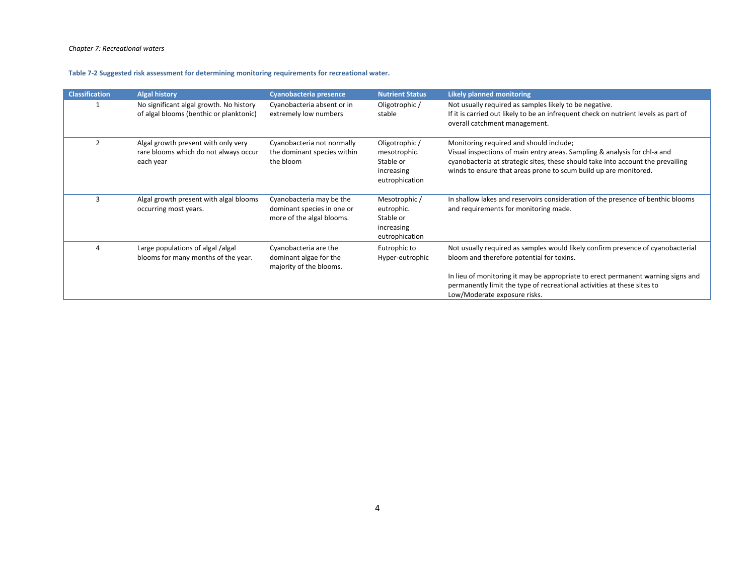**Table 7-2 Suggested risk assessment for determining monitoring requirements for recreational water.**

| Classification | Algal history | Cyanobacteria presence | Nutrient Status | Likely planned monitoring |
|---|---|---|---|---|
| 1 | No significant algal growth. No history of algal blooms (benthic or planktonic) | Cyanobacteria absent or in extremely low numbers | Oligotrophic / stable | Not usually required as samples likely to be negative.<br>If it is carried out likely to be an infrequent check on nutrient levels as part of overall catchment management. |
| 2 | Algal growth present with only very rare blooms which do not always occur each year | Cyanobacteria not normally the dominant species within the bloom | Oligotrophic / mesotrophic. Stable or increasing eutrophication | Monitoring required and should include;<br>Visual inspections of main entry areas. Sampling & analysis for chl-a and cyanobacteria at strategic sites, these should take into account the prevailing winds to ensure that areas prone to scum build up are monitored. |
| 3 | Algal growth present with algal blooms occurring most years. | Cyanobacteria may be the dominant species in one or more of the algal blooms. | Mesotrophic / eutrophic. Stable or increasing eutrophication | In shallow lakes and reservoirs consideration of the presence of benthic blooms and requirements for monitoring made. |
| 4 | Large populations of algal /algal blooms for many months of the year. | Cyanobacteria are the dominant algae for the majority of the blooms. | Eutrophic to Hyper-eutrophic | Not usually required as samples would likely confirm presence of cyanobacterial bloom and therefore potential for toxins.<br><br>In lieu of monitoring it may be appropriate to erect permanent warning signs and permanently limit the type of recreational activities at these sites to Low/Moderate exposure risks. |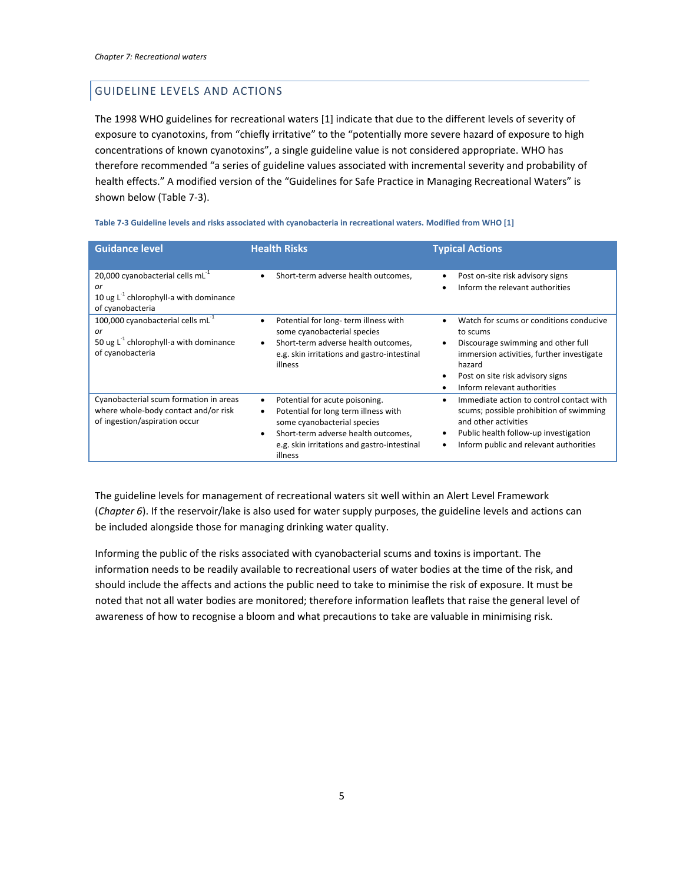## GUIDELINE LEVELS AND ACTIONS

The 1998 WHO guidelines for recreational waters [1] indicate that due to the different levels of severity of exposure to cyanotoxins, from "chiefly irritative" to the "potentially more severe hazard of exposure to high concentrations of known cyanotoxins", a single guideline value is not considered appropriate. WHO has therefore recommended "a series of guideline values associated with incremental severity and probability of health effects." A modified version of the "Guidelines for Safe Practice in Managing Recreational Waters" is shown below (Table 7-3).

**Table 7-3 Guideline levels and risks associated with cyanobacteria in recreational waters. Modified from WHO [1]**

| Guidance level | Health Risks | Typical Actions |
|---|---|---|
| 20,000 cyanobacterial cells $mL^{-1}$ *or* 10 ug $L^{-1}$ chlorophyll-a with dominance of cyanobacteria | • Short-term adverse health outcomes, | • Post on-site risk advisory signs<br>• Inform the relevant authorities |
| 100,000 cyanobacterial cells $mL^{-1}$ *or* 50 ug $L^{-1}$ chlorophyll-a with dominance of cyanobacteria | • Potential for long- term illness with some cyanobacterial species<br>• Short-term adverse health outcomes, e.g. skin irritations and gastro-intestinal illness | • Watch for scums or conditions conducive to scums<br>• Discourage swimming and other full immersion activities, further investigate hazard<br>• Post on site risk advisory signs<br>• Inform relevant authorities |
| Cyanobacterial scum formation in areas where whole-body contact and/or risk of ingestion/aspiration occur | • Potential for acute poisoning.<br>• Potential for long term illness with some cyanobacterial species<br>• Short-term adverse health outcomes, e.g. skin irritations and gastro-intestinal illness | • Immediate action to control contact with scums; possible prohibition of swimming and other activities<br>• Public health follow-up investigation<br>• Inform public and relevant authorities |

The guideline levels for management of recreational waters sit well within an Alert Level Framework (*Chapter 6*). If the reservoir/lake is also used for water supply purposes, the guideline levels and actions can be included alongside those for managing drinking water quality.

Informing the public of the risks associated with cyanobacterial scums and toxins is important. The information needs to be readily available to recreational users of water bodies at the time of the risk, and should include the affects and actions the public need to take to minimise the risk of exposure. It must be noted that not all water bodies are monitored; therefore information leaflets that raise the general level of awareness of how to recognise a bloom and what precautions to take are valuable in minimising risk.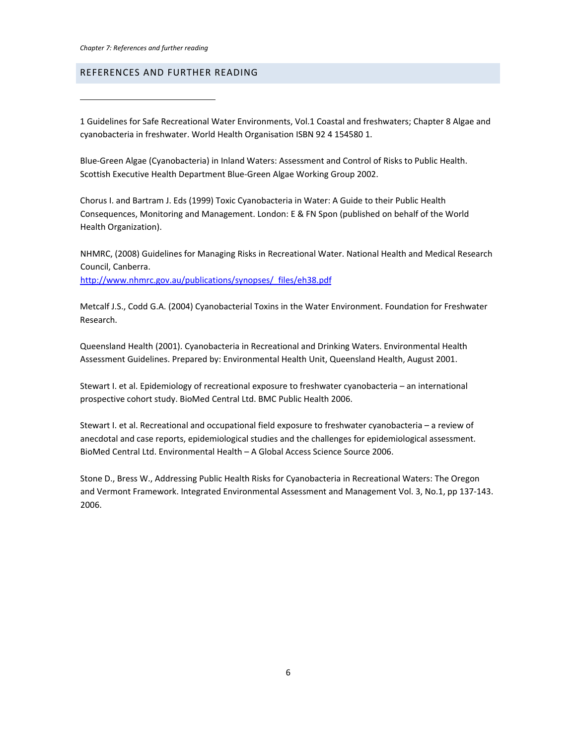## REFERENCES AND FURTHER READING

---

1 Guidelines for Safe Recreational Water Environments, Vol.1 Coastal and freshwaters; Chapter 8 Algae and cyanobacteria in freshwater. World Health Organisation ISBN 92 4 154580 1.

Blue-Green Algae (Cyanobacteria) in Inland Waters: Assessment and Control of Risks to Public Health. Scottish Executive Health Department Blue-Green Algae Working Group 2002.

Chorus I. and Bartram J. Eds (1999) Toxic Cyanobacteria in Water: A Guide to their Public Health Consequences, Monitoring and Management. London: E & FN Spon (published on behalf of the World Health Organization).

NHMRC, (2008) Guidelines for Managing Risks in Recreational Water. National Health and Medical Research Council, Canberra.
http://www.nhmrc.gov.au/publications/synopses/_files/eh38.pdf

Metcalf J.S., Codd G.A. (2004) Cyanobacterial Toxins in the Water Environment. Foundation for Freshwater Research.

Queensland Health (2001). Cyanobacteria in Recreational and Drinking Waters. Environmental Health Assessment Guidelines. Prepared by: Environmental Health Unit, Queensland Health, August 2001.

Stewart I. et al. Epidemiology of recreational exposure to freshwater cyanobacteria – an international prospective cohort study. BioMed Central Ltd. BMC Public Health 2006.

Stewart I. et al. Recreational and occupational field exposure to freshwater cyanobacteria – a review of anecdotal and case reports, epidemiological studies and the challenges for epidemiological assessment. BioMed Central Ltd. Environmental Health – A Global Access Science Source 2006.

Stone D., Bress W., Addressing Public Health Risks for Cyanobacteria in Recreational Waters: The Oregon and Vermont Framework. Integrated Environmental Assessment and Management Vol. 3, No.1, pp 137-143. 2006.